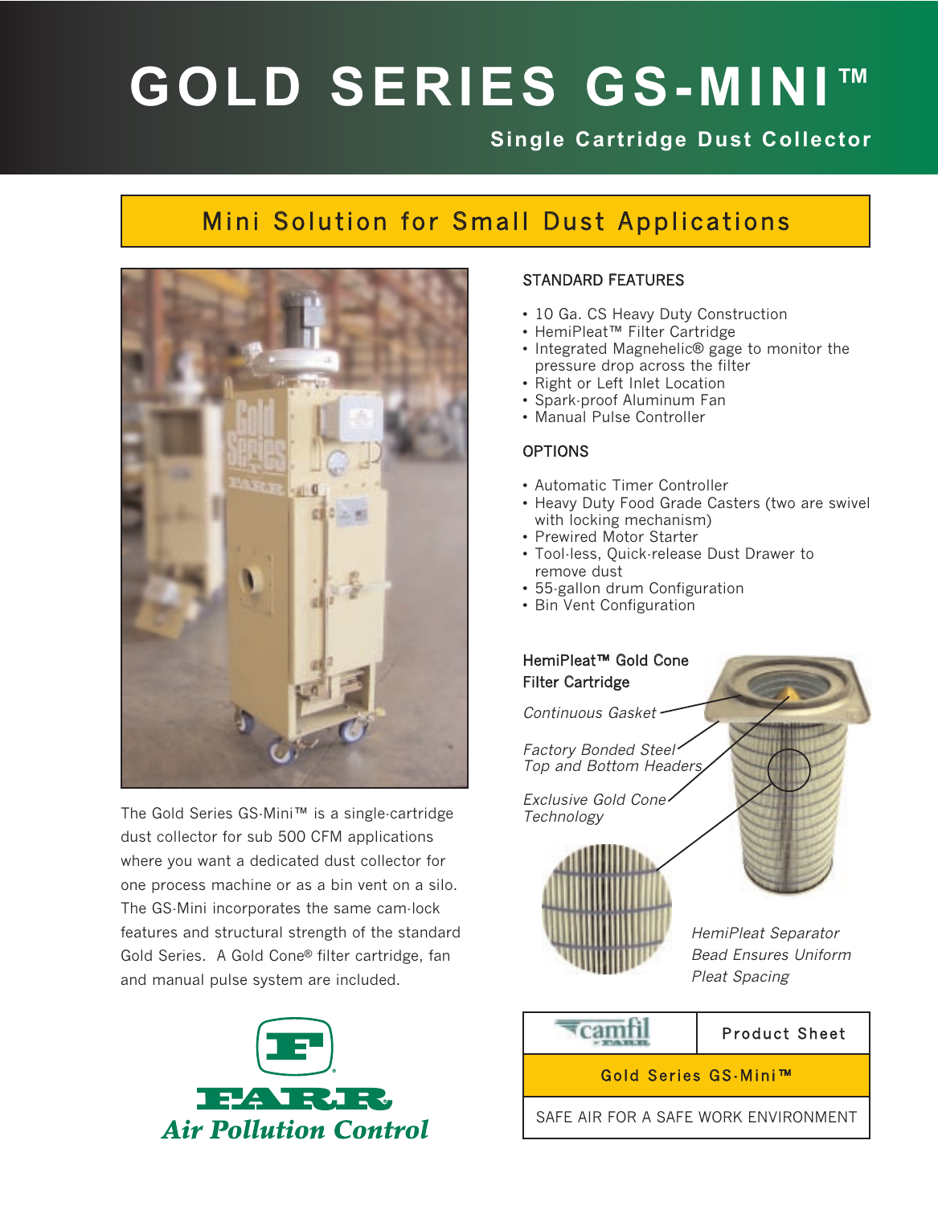# GOLD SERIES GS-MINI™

**Single Cartridge Dust Collector**

## Mini Solution for Small Dust Applications

The Gold Series GS-Mini™ is a single-cartridge dust collector for sub 500 CFM applications where you want a dedicated dust collector for one process machine or as a bin vent on a silo. The GS-Mini incorporates the same cam-lock features and structural strength of the standard Gold Series. A Gold Cone® filter cartridge, fan and manual pulse system are included.

### STANDARD FEATURES

- 10 Ga. CS Heavy Duty Construction
- HemiPleat™ Filter Cartridge
- Integrated Magnehelic® gage to monitor the pressure drop across the filter
- Right or Left Inlet Location
- Spark-proof Aluminum Fan
- Manual Pulse Controller

### OPTIONS

- Automatic Timer Controller
- Heavy Duty Food Grade Casters (two are swivel with locking mechanism)
- Prewired Motor Starter
- Tool-less, Quick-release Dust Drawer to remove dust
- 55-gallon drum Configuration
- Bin Vent Configuration

### HemiPleat™ Gold Cone Filter Cartridge

*Continuous Gasket*

*Factory Bonded Steel Top and Bottom Headers*

*Exclusive Gold Cone Technology*

*HemiPleat Separator Bead Ensures Uniform Pleat Spacing*

FARR Air Pollution Control

| camfil FARR | Product Sheet |
|---|---|
| Gold Series GS-Mini™ | |
| SAFE AIR FOR A SAFE WORK ENVIRONMENT | |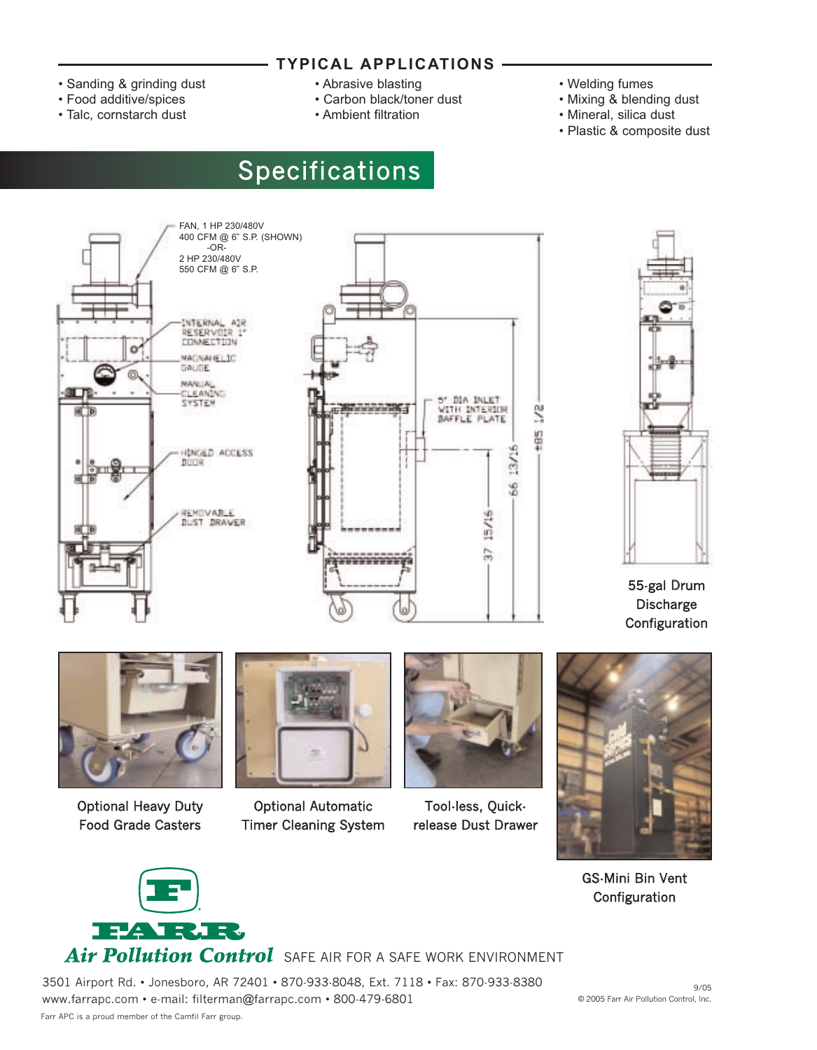## TYPICAL APPLICATIONS

- Sanding & grinding dust
- Food additive/spices
- Talc, cornstarch dust
- Abrasive blasting
- Carbon black/toner dust
- Ambient filtration
- Welding fumes
- Mixing & blending dust
- Mineral, silica dust
- Plastic & composite dust

# Specifications

FAN, 1 HP 230/480V
400 CFM @ 6" S.P. (SHOWN)
-OR-
2 HP 230/480V
550 CFM @ 6" S.P.

INTERNAL AIR RESERVOIR 1" CONNECTION

MAGNAHELIC GAUGE

MANUAL CLEANING SYSTEM

HINGED ACCESS DOOR

REMOVABLE DUST DRAWER

5" DIA INLET WITH INTERIOR BAFFLE PLATE

37 15/16

66 13/16

85 1/2

55-gal Drum Discharge Configuration

Optional Heavy Duty Food Grade Casters

Optional Automatic Timer Cleaning System

Tool-less, Quick-release Dust Drawer

GS-Mini Bin Vent Configuration

**FARR**
*Air Pollution Control* SAFE AIR FOR A SAFE WORK ENVIRONMENT

3501 Airport Rd. • Jonesboro, AR 72401 • 870-933-8048, Ext. 7118 • Fax: 870-933-8380
www.farrapc.com • e-mail: filterman@farrapc.com • 800-479-6801

Farr APC is a proud member of the Camfil Farr group.

9/05
© 2005 Farr Air Pollution Control, Inc.